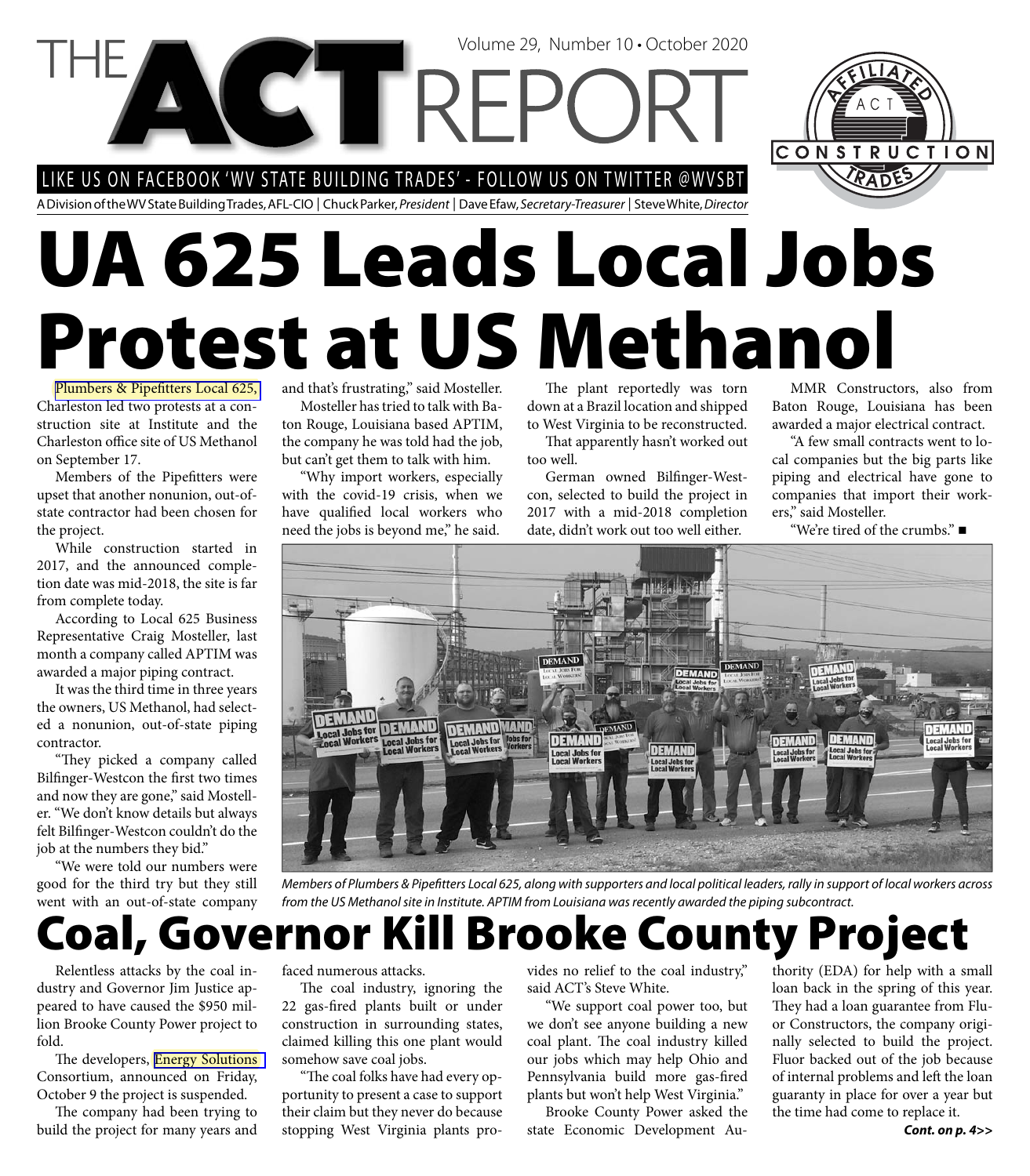# THE ACT REPORT

Volume 29, Number 10 • October 2020

LIKE US ON FACEBOOK 'WV STATE BUILDING TRADES' - FOLLOW US ON TWITTER @WVSBT

A Division of the WV State Building Trades, AFL-CIO | Chuck Parker, *President* | Dave Efaw, *Secretary-Treasurer* | Steve White, *Director*

AFFILIATED ACT CONSTRUCTION TRADES

# UA 625 Leads Local Jobs Protest at US Methanol

Plumbers & Pipefitters Local 625, Charleston led two protests at a construction site at Institute and the Charleston office site of US Methanol on September 17.

Members of the Pipefitters were upset that another nonunion, out-of-state contractor had been chosen for the project.

While construction started in 2017, and the announced completion date was mid-2018, the site is far from complete today.

According to Local 625 Business Representative Craig Mosteller, last month a company called APTIM was awarded a major piping contract.

It was the third time in three years the owners, US Methanol, had selected a nonunion, out-of-state piping contractor.

"They picked a company called Bilfinger-Westcon the first two times and now they are gone," said Mosteller. "We don't know details but always felt Bilfinger-Westcon couldn't do the job at the numbers they bid."

"We were told our numbers were good for the third try but they still went with an out-of-state company and that's frustrating," said Mosteller.

Mosteller has tried to talk with Baton Rouge, Louisiana based APTIM, the company he was told had the job, but can't get them to talk with him.

"Why import workers, especially with the covid-19 crisis, when we have qualified local workers who need the jobs is beyond me," he said.

The plant reportedly was torn down at a Brazil location and shipped to West Virginia to be reconstructed.

That apparently hasn't worked out too well.

German owned Bilfinger-Westcon, selected to build the project in 2017 with a mid-2018 completion date, didn't work out too well either.

MMR Constructors, also from Baton Rouge, Louisiana has been awarded a major electrical contract.

"A few small contracts went to local companies but the big parts like piping and electrical have gone to companies that import their workers," said Mosteller.

"We're tired of the crumbs." ■

*Members of Plumbers & Pipefitters Local 625, along with supporters and local political leaders, rally in support of local workers across from the US Methanol site in Institute. APTIM from Louisiana was recently awarded the piping subcontract.*

# Coal, Governor Kill Brooke County Project

Relentless attacks by the coal industry and Governor Jim Justice appeared to have caused the $950 million Brooke County Power project to fold.

The developers, Energy Solutions Consortium, announced on Friday, October 9 the project is suspended.

The company had been trying to build the project for many years and faced numerous attacks.

The coal industry, ignoring the 22 gas-fired plants built or under construction in surrounding states, claimed killing this one plant would somehow save coal jobs.

"The coal folks have had every opportunity to present a case to support their claim but they never do because stopping West Virginia plants provides no relief to the coal industry," said ACT's Steve White.

"We support coal power too, but we don't see anyone building a new coal plant. The coal industry killed our jobs which may help Ohio and Pennsylvania build more gas-fired plants but won't help West Virginia."

Brooke County Power asked the state Economic Development Authority (EDA) for help with a small loan back in the spring of this year. They had a loan guarantee from Fluor Constructors, the company originally selected to build the project. Fluor backed out of the job because of internal problems and left the loan guaranty in place for over a year but the time had come to replace it.

***Cont. on p. 4>>***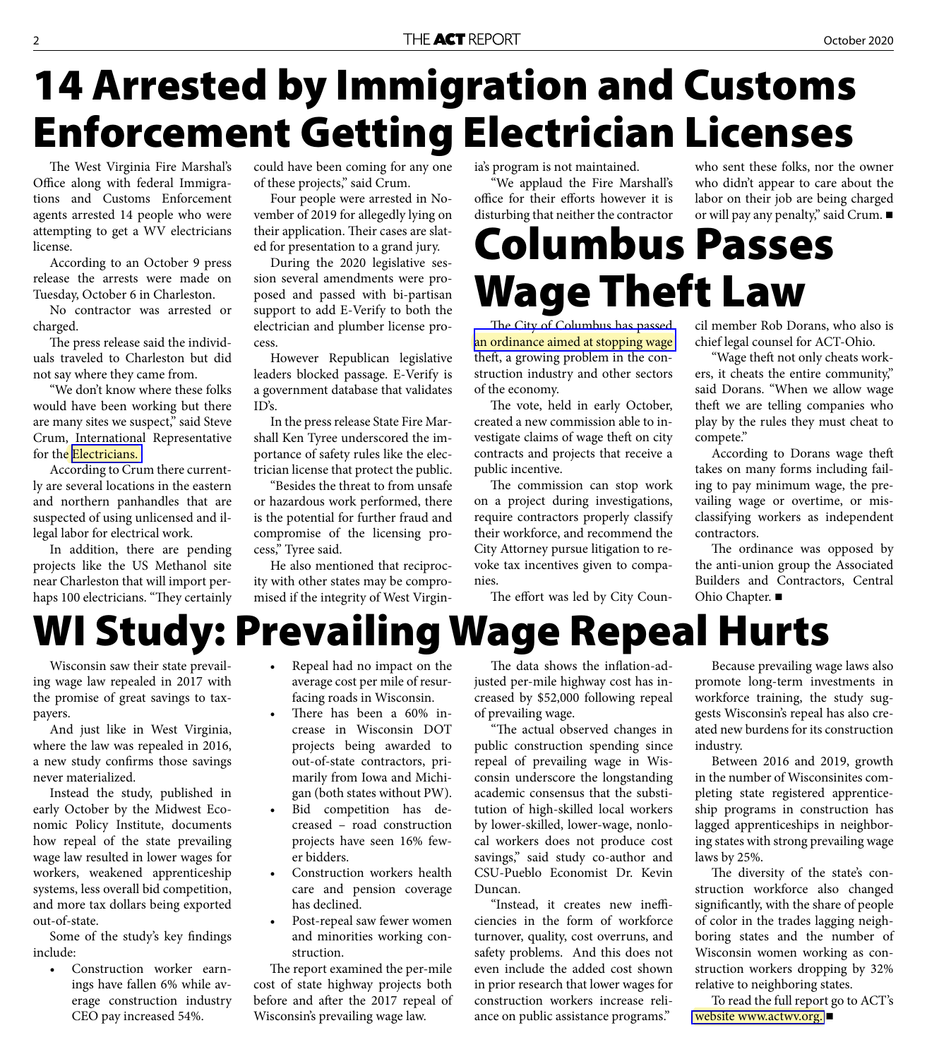# 14 Arrested by Immigration and Customs Enforcement Getting Electrician Licenses

The West Virginia Fire Marshal's Office along with federal Immigrations and Customs Enforcement agents arrested 14 people who were attempting to get a WV electricians license.

According to an October 9 press release the arrests were made on Tuesday, October 6 in Charleston.

No contractor was arrested or charged.

The press release said the individuals traveled to Charleston but did not say where they came from.

"We don't know where these folks would have been working but there are many sites we suspect," said Steve Crum, International Representative for the Electricians.

According to Crum there currently are several locations in the eastern and northern panhandles that are suspected of using unlicensed and illegal labor for electrical work.

In addition, there are pending projects like the US Methanol site near Charleston that will import perhaps 100 electricians. "They certainly could have been coming for any one of these projects," said Crum.

Four people were arrested in November of 2019 for allegedly lying on their application. Their cases are slated for presentation to a grand jury.

During the 2020 legislative session several amendments were proposed and passed with bi-partisan support to add E-Verify to both the electrician and plumber license process.

However Republican legislative leaders blocked passage. E-Verify is a government database that validates ID's.

In the press release State Fire Marshall Ken Tyree underscored the importance of safety rules like the electrician license that protect the public.

"Besides the threat to from unsafe or hazardous work performed, there is the potential for further fraud and compromise of the licensing process," Tyree said.

He also mentioned that reciprocity with other states may be compromised if the integrity of West Virginia's program is not maintained.

"We applaud the Fire Marshall's office for their efforts however it is disturbing that neither the contractor who sent these folks, nor the owner who didn't appear to care about the labor on their job are being charged or will pay any penalty," said Crum. ■

# Columbus Passes Wage Theft Law

The City of Columbus has passed an ordinance aimed at stopping wage theft, a growing problem in the construction industry and other sectors of the economy.

The vote, held in early October, created a new commission able to investigate claims of wage theft on city contracts and projects that receive a public incentive.

The commission can stop work on a project during investigations, require contractors properly classify their workforce, and recommend the City Attorney pursue litigation to revoke tax incentives given to companies.

The effort was led by City Council member Rob Dorans, who also is chief legal counsel for ACT-Ohio.

"Wage theft not only cheats workers, it cheats the entire community," said Dorans. "When we allow wage theft we are telling companies who play by the rules they must cheat to compete."

According to Dorans wage theft takes on many forms including failing to pay minimum wage, the prevailing wage or overtime, or misclassifying workers as independent contractors.

The ordinance was opposed by the anti-union group the Associated Builders and Contractors, Central Ohio Chapter. ■

# WI Study: Prevailing Wage Repeal Hurts

Wisconsin saw their state prevailing wage law repealed in 2017 with the promise of great savings to taxpayers.

And just like in West Virginia, where the law was repealed in 2016, a new study confirms those savings never materialized.

Instead the study, published in early October by the Midwest Economic Policy Institute, documents how repeal of the state prevailing wage law resulted in lower wages for workers, weakened apprenticeship systems, less overall bid competition, and more tax dollars being exported out-of-state.

Some of the study's key findings include:

- Construction worker earnings have fallen 6% while average construction industry CEO pay increased 54%.
- Repeal had no impact on the average cost per mile of resurfacing roads in Wisconsin.
- There has been a 60% increase in Wisconsin DOT projects being awarded to out-of-state contractors, primarily from Iowa and Michigan (both states without PW).
- Bid competition has decreased – road construction projects have seen 16% fewer bidders.
- Construction workers health care and pension coverage has declined.
- Post-repeal saw fewer women and minorities working construction.

The report examined the per-mile cost of state highway projects both before and after the 2017 repeal of Wisconsin's prevailing wage law.

The data shows the inflation-adjusted per-mile highway cost has increased by $52,000 following repeal of prevailing wage.

"The actual observed changes in public construction spending since repeal of prevailing wage in Wisconsin underscore the longstanding academic consensus that the substitution of high-skilled local workers by lower-skilled, lower-wage, nonlocal workers does not produce cost savings," said study co-author and CSU-Pueblo Economist Dr. Kevin Duncan.

"Instead, it creates new inefficiencies in the form of workforce turnover, quality, cost overruns, and safety problems. And this does not even include the added cost shown in prior research that lower wages for construction workers increase reliance on public assistance programs."

Because prevailing wage laws also promote long-term investments in workforce training, the study suggests Wisconsin's repeal has also created new burdens for its construction industry.

Between 2016 and 2019, growth in the number of Wisconsinites completing state registered apprenticeship programs in construction has lagged apprenticeships in neighboring states with strong prevailing wage laws by 25%.

The diversity of the state's construction workforce also changed significantly, with the share of people of color in the trades lagging neighboring states and the number of Wisconsin women working as construction workers dropping by 32% relative to neighboring states.

To read the full report go to ACT's website www.actwv.org. ■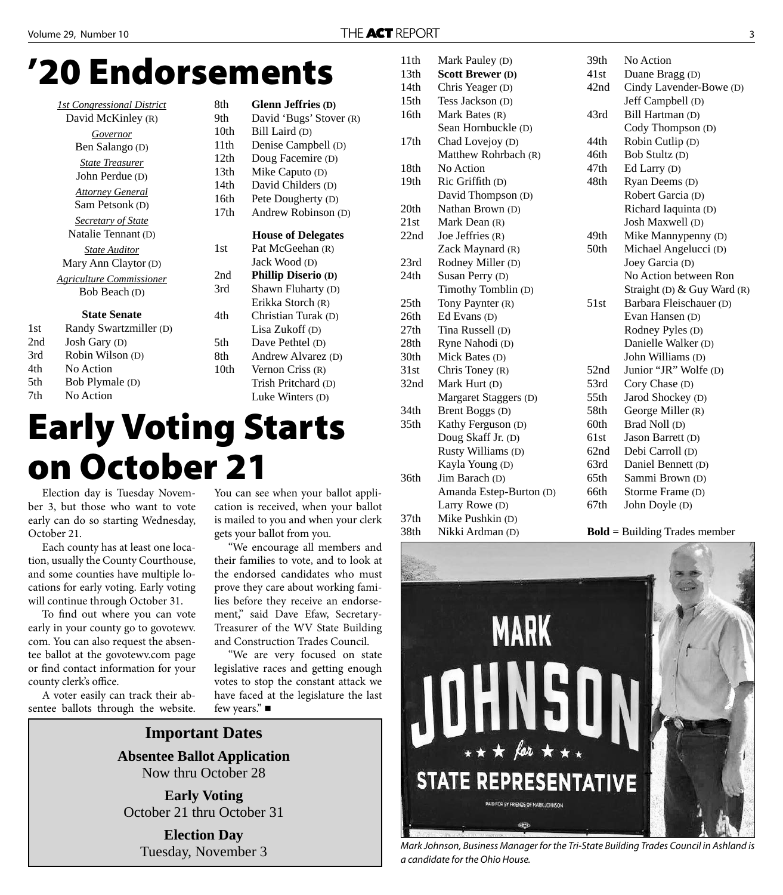# '20 Endorsements

*1st Congressional District*
David McKinley (R)

*Governor*
Ben Salango (D)

*State Treasurer*
John Perdue (D)

*Attorney General*
Sam Petsonk (D)

*Secretary of State*
Natalie Tennant (D)

*State Auditor*
Mary Ann Claytor (D)

*Agriculture Commissioner*
Bob Beach (D)

### State Senate

| | |
|---|---|
| 1st | Randy Swartzmiller (D) |
| 2nd | Josh Gary (D) |
| 3rd | Robin Wilson (D) |
| 4th | No Action |
| 5th | Bob Plymale (D) |
| 7th | No Action |
| 8th | **Glenn Jeffries (D)** |
| 9th | David 'Bugs' Stover (R) |
| 10th | Bill Laird (D) |
| 11th | Denise Campbell (D) |
| 12th | Doug Facemire (D) |
| 13th | Mike Caputo (D) |
| 14th | David Childers (D) |
| 16th | Pete Dougherty (D) |
| 17th | Andrew Robinson (D) |

### House of Delegates

| | |
|---|---|
| 1st | Pat McGeehan (R) |
| | Jack Wood (D) |
| 2nd | **Phillip Diserio (D)** |
| 3rd | Shawn Fluharty (D) |
| | Erikka Storch (R) |
| 4th | Christian Turak (D) |
| | Lisa Zukoff (D) |
| 5th | Dave Pethtel (D) |
| 8th | Andrew Alvarez (D) |
| 10th | Vernon Criss (R) |
| | Trish Pritchard (D) |
| | Luke Winters (D) |
| 11th | Mark Pauley (D) |
| 13th | **Scott Brewer (D)** |
| 14th | Chris Yeager (D) |
| 15th | Tess Jackson (D) |
| 16th | Mark Bates (R) |
| | Sean Hornbuckle (D) |
| 17th | Chad Lovejoy (D) |
| | Matthew Rohrbach (R) |
| 18th | No Action |
| 19th | Ric Griffith (D) |
| | David Thompson (D) |
| 20th | Nathan Brown (D) |
| 21st | Mark Dean (R) |
| 22nd | Joe Jeffries (R) |
| | Zack Maynard (R) |
| 23rd | Rodney Miller (D) |
| 24th | Susan Perry (D) |
| | Timothy Tomblin (D) |
| 25th | Tony Paynter (R) |
| 26th | Ed Evans (D) |
| 27th | Tina Russell (D) |
| 28th | Ryne Nahodi (D) |
| 30th | Mick Bates (D) |
| 31st | Chris Toney (R) |
| 32nd | Mark Hurt (D) |
| | Margaret Staggers (D) |
| 34th | Brent Boggs (D) |
| 35th | Kathy Ferguson (D) |
| | Doug Skaff Jr. (D) |
| | Rusty Williams (D) |
| | Kayla Young (D) |
| 36th | Jim Barach (D) |
| | Amanda Estep-Burton (D) |
| | Larry Rowe (D) |
| 37th | Mike Pushkin (D) |
| 38th | Nikki Ardman (D) |
| 39th | No Action |
| 41st | Duane Bragg (D) |
| 42nd | Cindy Lavender-Bowe (D) |
| | Jeff Campbell (D) |
| 43rd | Bill Hartman (D) |
| | Cody Thompson (D) |
| 44th | Robin Cutlip (D) |
| 46th | Bob Stultz (D) |
| 47th | Ed Larry (D) |
| 48th | Ryan Deems (D) |
| | Robert Garcia (D) |
| | Richard Iaquinta (D) |
| | Josh Maxwell (D) |
| 49th | Mike Mannypenny (D) |
| 50th | Michael Angelucci (D) |
| | Joey Garcia (D) |
| | No Action between Ron Straight (D) & Guy Ward (R) |
| 51st | Barbara Fleischauer (D) |
| | Evan Hansen (D) |
| | Rodney Pyles (D) |
| | Danielle Walker (D) |
| | John Williams (D) |
| 52nd | Junior "JR" Wolfe (D) |
| 53rd | Cory Chase (D) |
| 55th | Jarod Shockey (D) |
| 58th | George Miller (R) |
| 60th | Brad Noll (D) |
| 61st | Jason Barrett (D) |
| 62nd | Debi Carroll (D) |
| 63rd | Daniel Bennett (D) |
| 65th | Sammi Brown (D) |
| 66th | Storme Frame (D) |
| 67th | John Doyle (D) |

**Bold** = Building Trades member

# Early Voting Starts on October 21

Election day is Tuesday November 3, but those who want to vote early can do so starting Wednesday, October 21.

Each county has at least one location, usually the County Courthouse, and some counties have multiple locations for early voting. Early voting will continue through October 31.

To find out where you can vote early in your county go to govotewv.com. You can also request the absentee ballot at the govotewv.com page or find contact information for your county clerk's office.

A voter easily can track their absentee ballots through the website. You can see when your ballot application is received, when your ballot is mailed to you and when your clerk gets your ballot from you.

"We encourage all members and their families to vote, and to look at the endorsed candidates who must prove they care about working families before they receive an endorsement," said Dave Efaw, Secretary-Treasurer of the WV State Building and Construction Trades Council.

"We are very focused on state legislative races and getting enough votes to stop the constant attack we have faced at the legislature the last few years." ■

### Important Dates

**Absentee Ballot Application**
Now thru October 28

**Early Voting**
October 21 thru October 31

**Election Day**
Tuesday, November 3

*Mark Johnson, Business Manager for the Tri-State Building Trades Council in Ashland is a candidate for the Ohio House.*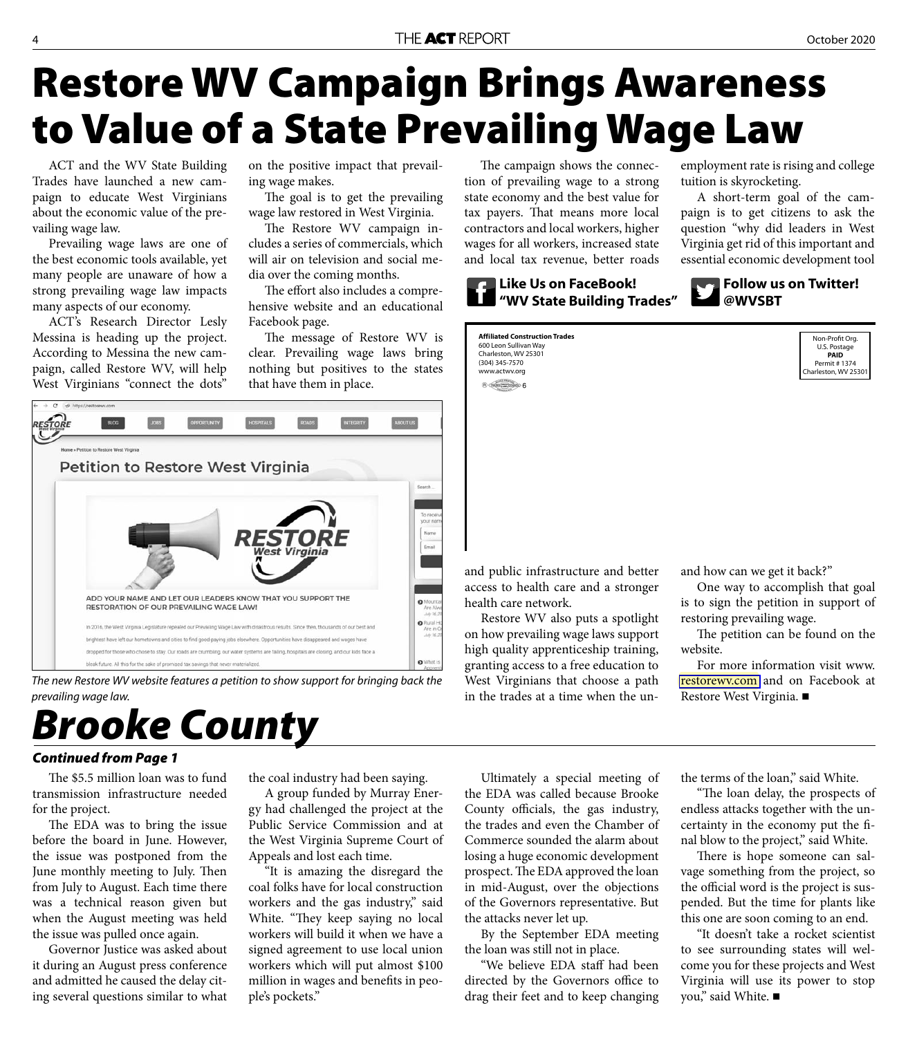# Restore WV Campaign Brings Awareness to Value of a State Prevailing Wage Law

ACT and the WV State Building Trades have launched a new campaign to educate West Virginians about the economic value of the prevailing wage law.

Prevailing wage laws are one of the best economic tools available, yet many people are unaware of how a strong prevailing wage law impacts many aspects of our economy.

ACT's Research Director Lesly Messina is heading up the project. According to Messina the new campaign, called Restore WV, will help West Virginians "connect the dots" on the positive impact that prevailing wage makes.

The goal is to get the prevailing wage law restored in West Virginia.

The Restore WV campaign includes a series of commercials, which will air on television and social media over the coming months.

The effort also includes a comprehensive website and an educational Facebook page.

The message of Restore WV is clear. Prevailing wage laws bring nothing but positives to the states that have them in place.

The campaign shows the connection of prevailing wage to a strong state economy and the best value for tax payers. That means more local contractors and local workers, higher wages for all workers, increased state and local tax revenue, better roads and public infrastructure and better access to health care and a stronger health care network.

Restore WV also puts a spotlight on how prevailing wage laws support high quality apprenticeship training, granting access to a free education to West Virginians that choose a path in the trades at a time when the unemployment rate is rising and college tuition is skyrocketing.

A short-term goal of the campaign is to get citizens to ask the question "why did leaders in West Virginia get rid of this important and essential economic development tool and how can we get it back?"

One way to accomplish that goal is to sign the petition in support of restoring prevailing wage.

The petition can be found on the website.

For more information visit www.restorewv.com and on Facebook at Restore West Virginia. ■

*The new Restore WV website features a petition to show support for bringing back the prevailing wage law.*

**Like Us on FaceBook! "WV State Building Trades"**

**Follow us on Twitter! @WVSBT**

**Affiliated Construction Trades**
600 Leon Sullivan Way
Charleston, WV 25301
(304) 345-7570
www.actwv.org

Non-Profit Org.
U.S. Postage
**PAID**
Permit # 1374
Charleston, WV 25301

# *Brooke County*

***Continued from Page 1***

The $5.5 million loan was to fund transmission infrastructure needed for the project.

The EDA was to bring the issue before the board in June. However, the issue was postponed from the June monthly meeting to July. Then from July to August. Each time there was a technical reason given but when the August meeting was held the issue was pulled once again.

Governor Justice was asked about it during an August press conference and admitted he caused the delay citing several questions similar to what the coal industry had been saying.

A group funded by Murray Energy had challenged the project at the Public Service Commission and at the West Virginia Supreme Court of Appeals and lost each time.

"It is amazing the disregard the coal folks have for local construction workers and the gas industry," said White. "They keep saying no local workers will build it when we have a signed agreement to use local union workers which will put almost $100 million in wages and benefits in people's pockets."

Ultimately a special meeting of the EDA was called because Brooke County officials, the gas industry, the trades and even the Chamber of Commerce sounded the alarm about losing a huge economic development prospect. The EDA approved the loan in mid-August, over the objections of the Governors representative. But the attacks never let up.

By the September EDA meeting the loan was still not in place.

"We believe EDA staff had been directed by the Governors office to drag their feet and to keep changing the terms of the loan," said White.

"The loan delay, the prospects of endless attacks together with the uncertainty in the economy put the final blow to the project," said White.

There is hope someone can salvage something from the project, so the official word is the project is suspended. But the time for plants like this one are soon coming to an end.

"It doesn't take a rocket scientist to see surrounding states will welcome you for these projects and West Virginia will use its power to stop you," said White. ■